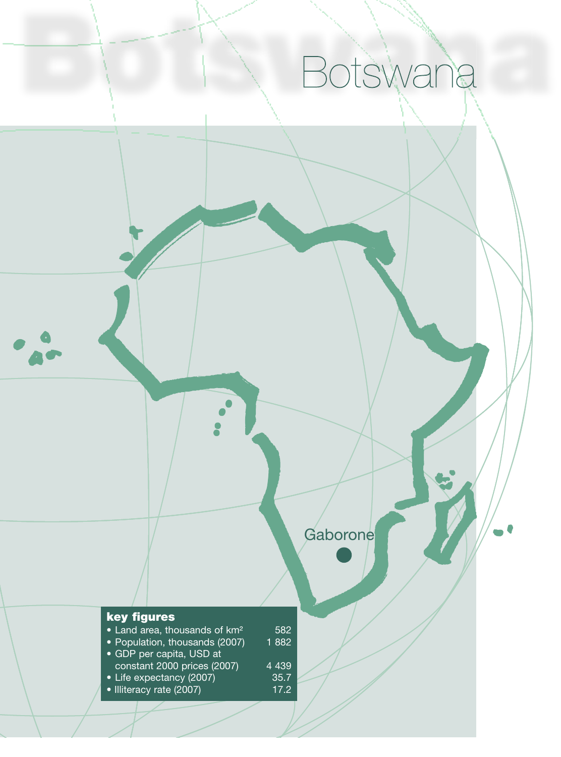# Botswana

Gaborone

**key figures**

| | |
|---|---|
| • Land area, thousands of km² | 582 |
| • Population, thousands (2007) | 1 882 |
| • GDP per capita, USD at constant 2000 prices (2007) | 4 439 |
| • Life expectancy (2007) | 35.7 |
| • Illiteracy rate (2007) | 17.2 |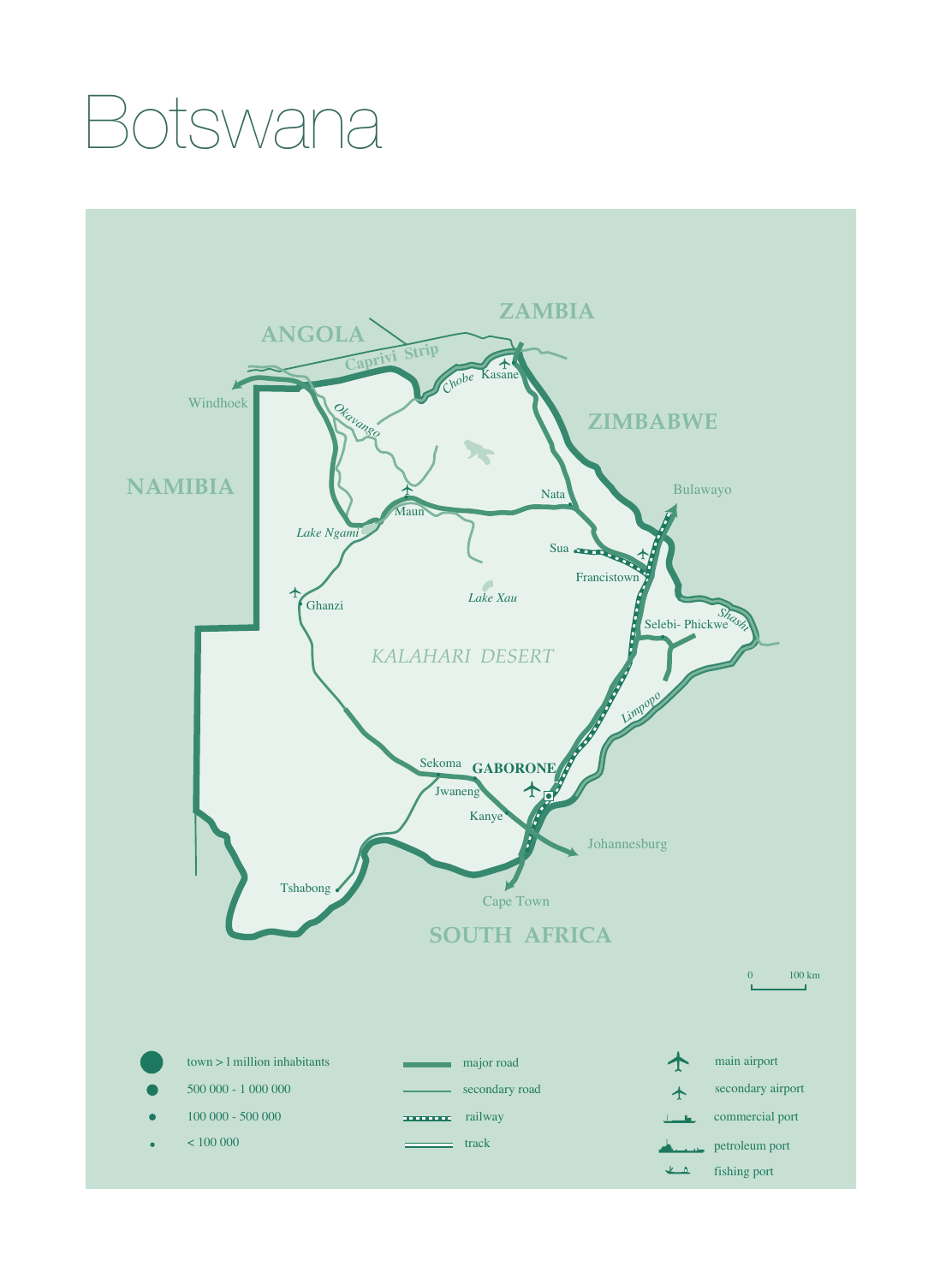# Botswana

ANGOLA

ZAMBIA

Caprivi Strip

Chobe

Kasane

Windhoek

Okavango

ZIMBABWE

NAMIBIA

Nata

Bulawayo

Maun

Lake Ngami

Sua

Francistown

Ghanzi

Lake Xau

Selebi- Phickwe

Shashi

KALAHARI DESERT

Limpopo

Sekoma

GABORONE

Jwaneng

Kanye

Johannesburg

Tshabong

Cape Town

SOUTH AFRICA

0 100 km

- town > 1 million inhabitants
- 500 000 - 1 000 000
- 100 000 - 500 000
- < 100 000
- major road
- secondary road
- railway
- track
- main airport
- secondary airport
- commercial port
- petroleum port
- fishing port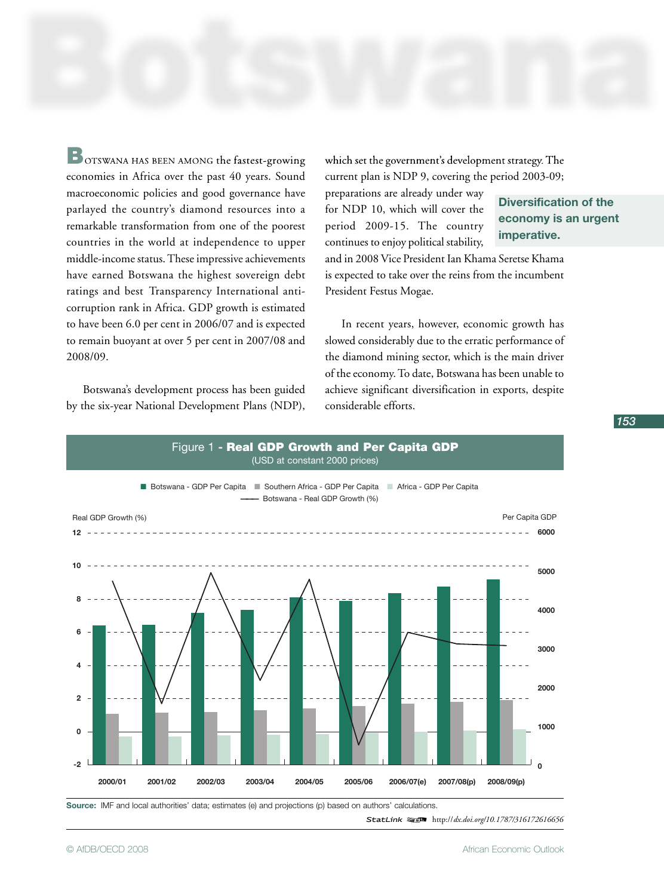# Botswana

**B**OTSWANA HAS BEEN AMONG the fastest-growing economies in Africa over the past 40 years. Sound macroeconomic policies and good governance have parlayed the country's diamond resources into a remarkable transformation from one of the poorest countries in the world at independence to upper middle-income status. These impressive achievements have earned Botswana the highest sovereign debt ratings and best Transparency International anti-corruption rank in Africa. GDP growth is estimated to have been 6.0 per cent in 2006/07 and is expected to remain buoyant at over 5 per cent in 2007/08 and 2008/09.

Botswana's development process has been guided by the six-year National Development Plans (NDP), which set the government's development strategy. The current plan is NDP 9, covering the period 2003-09; preparations are already under way for NDP 10, which will cover the period 2009-15. The country continues to enjoy political stability, and in 2008 Vice President Ian Khama Seretse Khama is expected to take over the reins from the incumbent President Festus Mogae.

**Diversification of the economy is an urgent imperative.**

In recent years, however, economic growth has slowed considerably due to the erratic performance of the diamond mining sector, which is the main driver of the economy. To date, Botswana has been unable to achieve significant diversification in exports, despite considerable efforts.

**Figure 1 - Real GDP Growth and Per Capita GDP**
(USD at constant 2000 prices)

Legend: Botswana - GDP Per Capita; Southern Africa - GDP Per Capita; Africa - GDP Per Capita; Botswana - Real GDP Growth (%)

Left axis: Real GDP Growth (%) (-2 to 12); Right axis: Per Capita GDP (0 to 6000)

Years: 2000/01, 2001/02, 2002/03, 2003/04, 2004/05, 2005/06, 2006/07(e), 2007/08(p), 2008/09(p)

**Source:** IMF and local authorities' data; estimates (e) and projections (p) based on authors' calculations.

StatLink http://dx.doi.org/10.1787/316172616656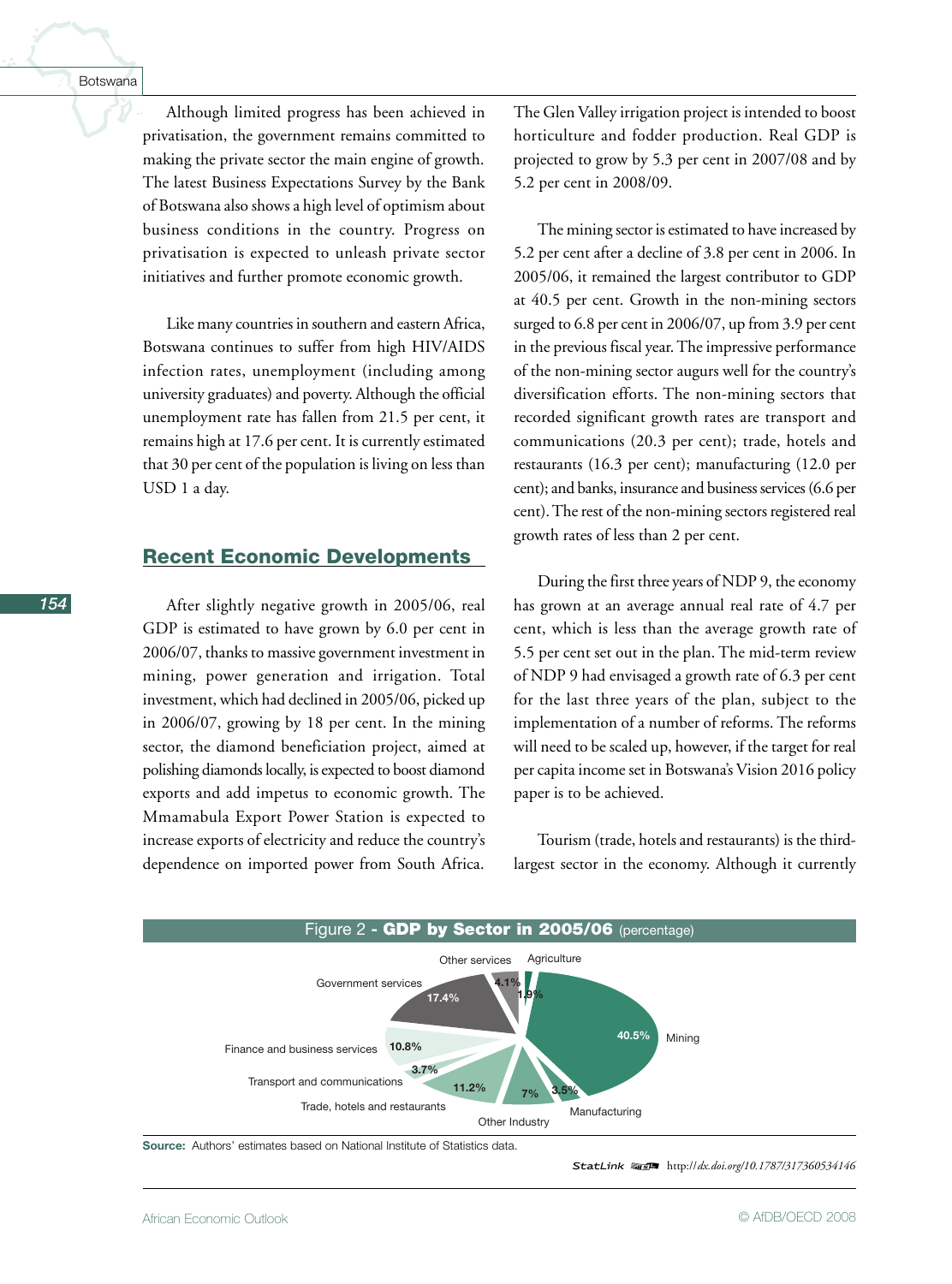Although limited progress has been achieved in privatisation, the government remains committed to making the private sector the main engine of growth. The latest Business Expectations Survey by the Bank of Botswana also shows a high level of optimism about business conditions in the country. Progress on privatisation is expected to unleash private sector initiatives and further promote economic growth.

Like many countries in southern and eastern Africa, Botswana continues to suffer from high HIV/AIDS infection rates, unemployment (including among university graduates) and poverty. Although the official unemployment rate has fallen from 21.5 per cent, it remains high at 17.6 per cent. It is currently estimated that 30 per cent of the population is living on less than USD 1 a day.

## Recent Economic Developments

After slightly negative growth in 2005/06, real GDP is estimated to have grown by 6.0 per cent in 2006/07, thanks to massive government investment in mining, power generation and irrigation. Total investment, which had declined in 2005/06, picked up in 2006/07, growing by 18 per cent. In the mining sector, the diamond beneficiation project, aimed at polishing diamonds locally, is expected to boost diamond exports and add impetus to economic growth. The Mmamabula Export Power Station is expected to increase exports of electricity and reduce the country's dependence on imported power from South Africa. The Glen Valley irrigation project is intended to boost horticulture and fodder production. Real GDP is projected to grow by 5.3 per cent in 2007/08 and by 5.2 per cent in 2008/09.

The mining sector is estimated to have increased by 5.2 per cent after a decline of 3.8 per cent in 2006. In 2005/06, it remained the largest contributor to GDP at 40.5 per cent. Growth in the non-mining sectors surged to 6.8 per cent in 2006/07, up from 3.9 per cent in the previous fiscal year. The impressive performance of the non-mining sector augurs well for the country's diversification efforts. The non-mining sectors that recorded significant growth rates are transport and communications (20.3 per cent); trade, hotels and restaurants (16.3 per cent); manufacturing (12.0 per cent); and banks, insurance and business services (6.6 per cent). The rest of the non-mining sectors registered real growth rates of less than 2 per cent.

During the first three years of NDP 9, the economy has grown at an average annual real rate of 4.7 per cent, which is less than the average growth rate of 5.5 per cent set out in the plan. The mid-term review of NDP 9 had envisaged a growth rate of 6.3 per cent for the last three years of the plan, subject to the implementation of a number of reforms. The reforms will need to be scaled up, however, if the target for real per capita income set in Botswana's Vision 2016 policy paper is to be achieved.

Tourism (trade, hotels and restaurants) is the third-largest sector in the economy. Although it currently

Figure 2 - **GDP by Sector in 2005/06** (percentage)

| Sector | % |
|---|---|
| Mining | 40.5% |
| Manufacturing | 3.5% |
| Other Industry | 7% |
| Trade, hotels and restaurants | 11.2% |
| Transport and communications | 3.7% |
| Finance and business services | 10.8% |
| Government services | 17.4% |
| Other services | 4.1% |
| Agriculture | 1.9% |

**Source:** Authors' estimates based on National Institute of Statistics data.

StatLink http://dx.doi.org/10.1787/317360534146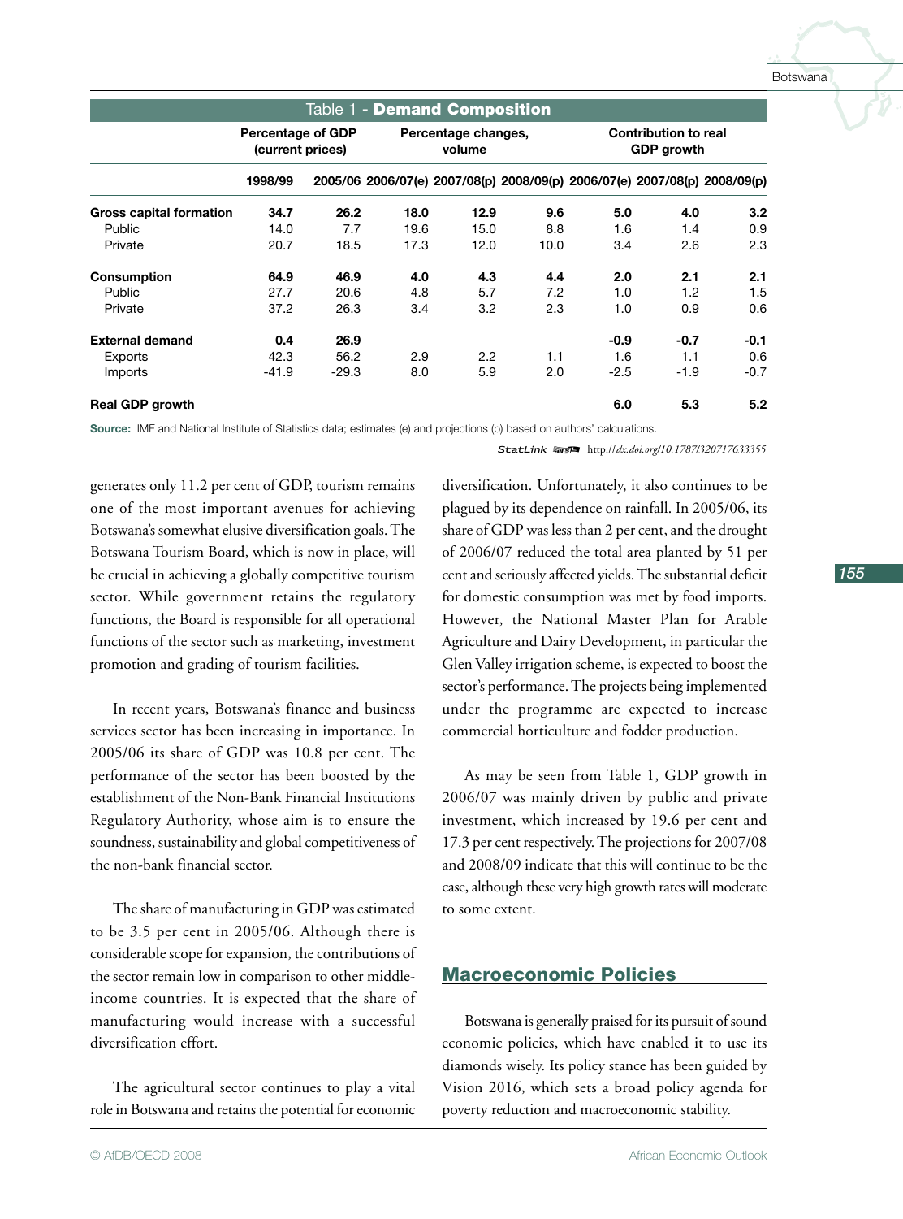| Table 1 - **Demand Composition** | | | | | | | | |
|---|---|---|---|---|---|---|---|---|
| | Percentage of GDP (current prices) | | Percentage changes, volume | | | Contribution to real GDP growth | | |
| | 1998/99 | 2005/06 | 2006/07(e) | 2007/08(p) | 2008/09(p) | 2006/07(e) | 2007/08(p) | 2008/09(p) |
| **Gross capital formation** | **34.7** | **26.2** | **18.0** | **12.9** | **9.6** | **5.0** | **4.0** | **3.2** |
| Public | 14.0 | 7.7 | 19.6 | 15.0 | 8.8 | 1.6 | 1.4 | 0.9 |
| Private | 20.7 | 18.5 | 17.3 | 12.0 | 10.0 | 3.4 | 2.6 | 2.3 |
| **Consumption** | **64.9** | **46.9** | **4.0** | **4.3** | **4.4** | **2.0** | **2.1** | **2.1** |
| Public | 27.7 | 20.6 | 4.8 | 5.7 | 7.2 | 1.0 | 1.2 | 1.5 |
| Private | 37.2 | 26.3 | 3.4 | 3.2 | 2.3 | 1.0 | 0.9 | 0.6 |
| **External demand** | **0.4** | **26.9** | | | | **-0.9** | **-0.7** | **-0.1** |
| Exports | 42.3 | 56.2 | 2.9 | 2.2 | 1.1 | 1.6 | 1.1 | 0.6 |
| Imports | -41.9 | -29.3 | 8.0 | 5.9 | 2.0 | -2.5 | -1.9 | -0.7 |
| **Real GDP growth** | | | | | | **6.0** | **5.3** | **5.2** |

**Source:** IMF and National Institute of Statistics data; estimates (e) and projections (p) based on authors' calculations.

StatLink http://dx.doi.org/10.1787/320717633355

generates only 11.2 per cent of GDP, tourism remains one of the most important avenues for achieving Botswana's somewhat elusive diversification goals. The Botswana Tourism Board, which is now in place, will be crucial in achieving a globally competitive tourism sector. While government retains the regulatory functions, the Board is responsible for all operational functions of the sector such as marketing, investment promotion and grading of tourism facilities.

In recent years, Botswana's finance and business services sector has been increasing in importance. In 2005/06 its share of GDP was 10.8 per cent. The performance of the sector has been boosted by the establishment of the Non-Bank Financial Institutions Regulatory Authority, whose aim is to ensure the soundness, sustainability and global competitiveness of the non-bank financial sector.

The share of manufacturing in GDP was estimated to be 3.5 per cent in 2005/06. Although there is considerable scope for expansion, the contributions of the sector remain low in comparison to other middle-income countries. It is expected that the share of manufacturing would increase with a successful diversification effort.

The agricultural sector continues to play a vital role in Botswana and retains the potential for economic diversification. Unfortunately, it also continues to be plagued by its dependence on rainfall. In 2005/06, its share of GDP was less than 2 per cent, and the drought of 2006/07 reduced the total area planted by 51 per cent and seriously affected yields. The substantial deficit for domestic consumption was met by food imports. However, the National Master Plan for Arable Agriculture and Dairy Development, in particular the Glen Valley irrigation scheme, is expected to boost the sector's performance. The projects being implemented under the programme are expected to increase commercial horticulture and fodder production.

As may be seen from Table 1, GDP growth in 2006/07 was mainly driven by public and private investment, which increased by 19.6 per cent and 17.3 per cent respectively. The projections for 2007/08 and 2008/09 indicate that this will continue to be the case, although these very high growth rates will moderate to some extent.

## Macroeconomic Policies

Botswana is generally praised for its pursuit of sound economic policies, which have enabled it to use its diamonds wisely. Its policy stance has been guided by Vision 2016, which sets a broad policy agenda for poverty reduction and macroeconomic stability.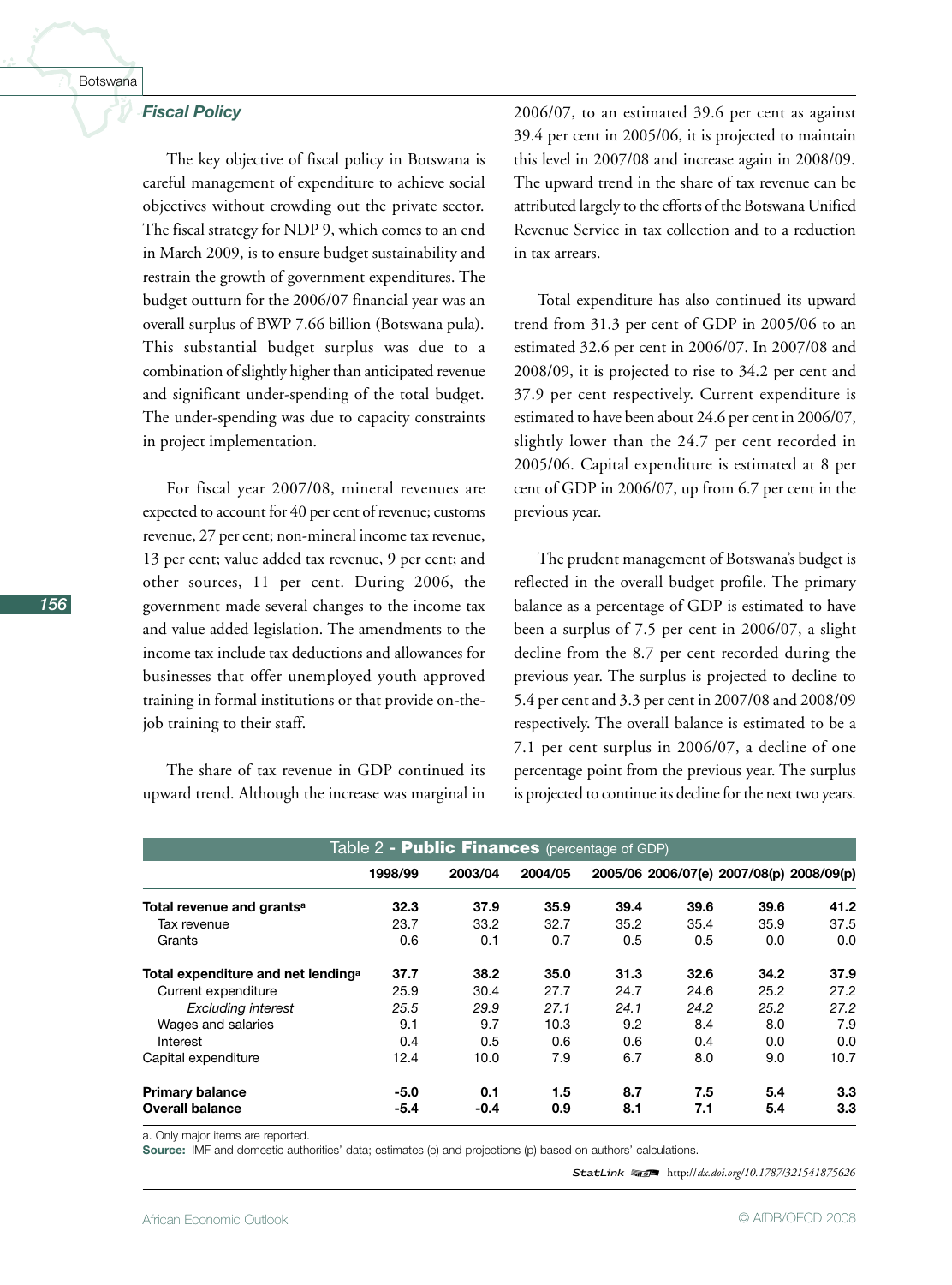### Fiscal Policy

The key objective of fiscal policy in Botswana is careful management of expenditure to achieve social objectives without crowding out the private sector. The fiscal strategy for NDP 9, which comes to an end in March 2009, is to ensure budget sustainability and restrain the growth of government expenditures. The budget outturn for the 2006/07 financial year was an overall surplus of BWP 7.66 billion (Botswana pula). This substantial budget surplus was due to a combination of slightly higher than anticipated revenue and significant under-spending of the total budget. The under-spending was due to capacity constraints in project implementation.

For fiscal year 2007/08, mineral revenues are expected to account for 40 per cent of revenue; customs revenue, 27 per cent; non-mineral income tax revenue, 13 per cent; value added tax revenue, 9 per cent; and other sources, 11 per cent. During 2006, the government made several changes to the income tax and value added legislation. The amendments to the income tax include tax deductions and allowances for businesses that offer unemployed youth approved training in formal institutions or that provide on-the-job training to their staff.

The share of tax revenue in GDP continued its upward trend. Although the increase was marginal in 2006/07, to an estimated 39.6 per cent as against 39.4 per cent in 2005/06, it is projected to maintain this level in 2007/08 and increase again in 2008/09. The upward trend in the share of tax revenue can be attributed largely to the efforts of the Botswana Unified Revenue Service in tax collection and to a reduction in tax arrears.

Total expenditure has also continued its upward trend from 31.3 per cent of GDP in 2005/06 to an estimated 32.6 per cent in 2006/07. In 2007/08 and 2008/09, it is projected to rise to 34.2 per cent and 37.9 per cent respectively. Current expenditure is estimated to have been about 24.6 per cent in 2006/07, slightly lower than the 24.7 per cent recorded in 2005/06. Capital expenditure is estimated at 8 per cent of GDP in 2006/07, up from 6.7 per cent in the previous year.

The prudent management of Botswana's budget is reflected in the overall budget profile. The primary balance as a percentage of GDP is estimated to have been a surplus of 7.5 per cent in 2006/07, a slight decline from the 8.7 per cent recorded during the previous year. The surplus is projected to decline to 5.4 per cent and 3.3 per cent in 2007/08 and 2008/09 respectively. The overall balance is estimated to be a 7.1 per cent surplus in 2006/07, a decline of one percentage point from the previous year. The surplus is projected to continue its decline for the next two years.

**Table 2 - Public Finances** (percentage of GDP)

| | 1998/99 | 2003/04 | 2004/05 | 2005/06 | 2006/07(e) | 2007/08(p) | 2008/09(p) |
|---|---|---|---|---|---|---|---|
| **Total revenue and grants[a]** | **32.3** | **37.9** | **35.9** | **39.4** | **39.6** | **39.6** | **41.2** |
| Tax revenue | 23.7 | 33.2 | 32.7 | 35.2 | 35.4 | 35.9 | 37.5 |
| Grants | 0.6 | 0.1 | 0.7 | 0.5 | 0.5 | 0.0 | 0.0 |
| **Total expenditure and net lending[a]** | **37.7** | **38.2** | **35.0** | **31.3** | **32.6** | **34.2** | **37.9** |
| Current expenditure | 25.9 | 30.4 | 27.7 | 24.7 | 24.6 | 25.2 | 27.2 |
| *Excluding interest* | *25.5* | *29.9* | *27.1* | *24.1* | *24.2* | *25.2* | *27.2* |
| Wages and salaries | 9.1 | 9.7 | 10.3 | 9.2 | 8.4 | 8.0 | 7.9 |
| Interest | 0.4 | 0.5 | 0.6 | 0.6 | 0.4 | 0.0 | 0.0 |
| Capital expenditure | 12.4 | 10.0 | 7.9 | 6.7 | 8.0 | 9.0 | 10.7 |
| **Primary balance** | **-5.0** | **0.1** | **1.5** | **8.7** | **7.5** | **5.4** | **3.3** |
| **Overall balance** | **-5.4** | **-0.4** | **0.9** | **8.1** | **7.1** | **5.4** | **3.3** |

a. Only major items are reported.

**Source:** IMF and domestic authorities' data; estimates (e) and projections (p) based on authors' calculations.

StatLink http://dx.doi.org/10.1787/321541875626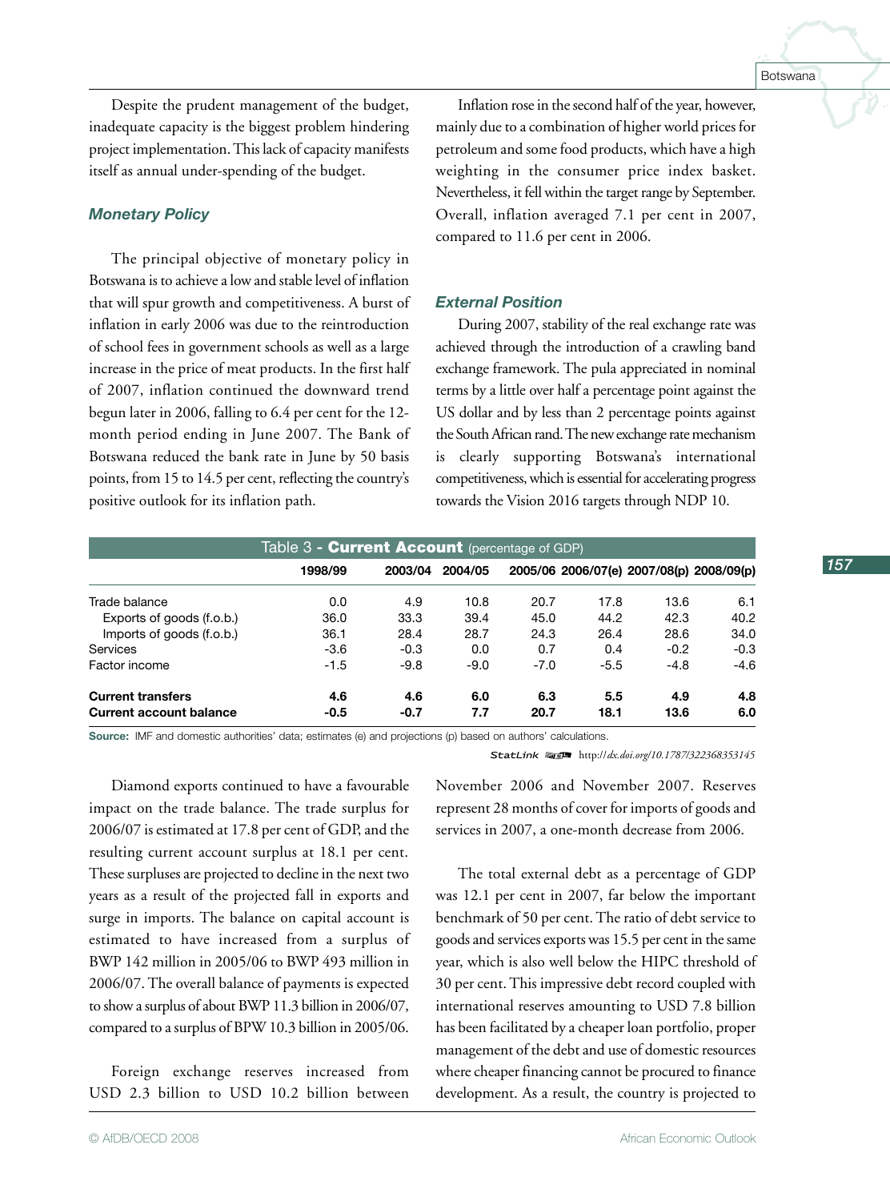Despite the prudent management of the budget, inadequate capacity is the biggest problem hindering project implementation. This lack of capacity manifests itself as annual under-spending of the budget.

### *Monetary Policy*

The principal objective of monetary policy in Botswana is to achieve a low and stable level of inflation that will spur growth and competitiveness. A burst of inflation in early 2006 was due to the reintroduction of school fees in government schools as well as a large increase in the price of meat products. In the first half of 2007, inflation continued the downward trend begun later in 2006, falling to 6.4 per cent for the 12-month period ending in June 2007. The Bank of Botswana reduced the bank rate in June by 50 basis points, from 15 to 14.5 per cent, reflecting the country's positive outlook for its inflation path.

Inflation rose in the second half of the year, however, mainly due to a combination of higher world prices for petroleum and some food products, which have a high weighting in the consumer price index basket. Nevertheless, it fell within the target range by September. Overall, inflation averaged 7.1 per cent in 2007, compared to 11.6 per cent in 2006.

### *External Position*

During 2007, stability of the real exchange rate was achieved through the introduction of a crawling band exchange framework. The pula appreciated in nominal terms by a little over half a percentage point against the US dollar and by less than 2 percentage points against the South African rand. The new exchange rate mechanism is clearly supporting Botswana's international competitiveness, which is essential for accelerating progress towards the Vision 2016 targets through NDP 10.

Table 3 - **Current Account** (percentage of GDP)

| | 1998/99 | 2003/04 | 2004/05 | 2005/06 | 2006/07(e) | 2007/08(p) | 2008/09(p) |
|---|---|---|---|---|---|---|---|
| Trade balance | 0.0 | 4.9 | 10.8 | 20.7 | 17.8 | 13.6 | 6.1 |
| Exports of goods (f.o.b.) | 36.0 | 33.3 | 39.4 | 45.0 | 44.2 | 42.3 | 40.2 |
| Imports of goods (f.o.b.) | 36.1 | 28.4 | 28.7 | 24.3 | 26.4 | 28.6 | 34.0 |
| Services | -3.6 | -0.3 | 0.0 | 0.7 | 0.4 | -0.2 | -0.3 |
| Factor income | -1.5 | -9.8 | -9.0 | -7.0 | -5.5 | -4.8 | -4.6 |
| **Current transfers** | **4.6** | **4.6** | **6.0** | **6.3** | **5.5** | **4.9** | **4.8** |
| **Current account balance** | **-0.5** | **-0.7** | **7.7** | **20.7** | **18.1** | **13.6** | **6.0** |

**Source:** IMF and domestic authorities' data; estimates (e) and projections (p) based on authors' calculations.

StatLink http://*dx.doi.org/10.1787/322368353145*

Diamond exports continued to have a favourable impact on the trade balance. The trade surplus for 2006/07 is estimated at 17.8 per cent of GDP, and the resulting current account surplus at 18.1 per cent. These surpluses are projected to decline in the next two years as a result of the projected fall in exports and surge in imports. The balance on capital account is estimated to have increased from a surplus of BWP 142 million in 2005/06 to BWP 493 million in 2006/07. The overall balance of payments is expected to show a surplus of about BWP 11.3 billion in 2006/07, compared to a surplus of BPW 10.3 billion in 2005/06.

Foreign exchange reserves increased from USD 2.3 billion to USD 10.2 billion between November 2006 and November 2007. Reserves represent 28 months of cover for imports of goods and services in 2007, a one-month decrease from 2006.

The total external debt as a percentage of GDP was 12.1 per cent in 2007, far below the important benchmark of 50 per cent. The ratio of debt service to goods and services exports was 15.5 per cent in the same year, which is also well below the HIPC threshold of 30 per cent. This impressive debt record coupled with international reserves amounting to USD 7.8 billion has been facilitated by a cheaper loan portfolio, proper management of the debt and use of domestic resources where cheaper financing cannot be procured to finance development. As a result, the country is projected to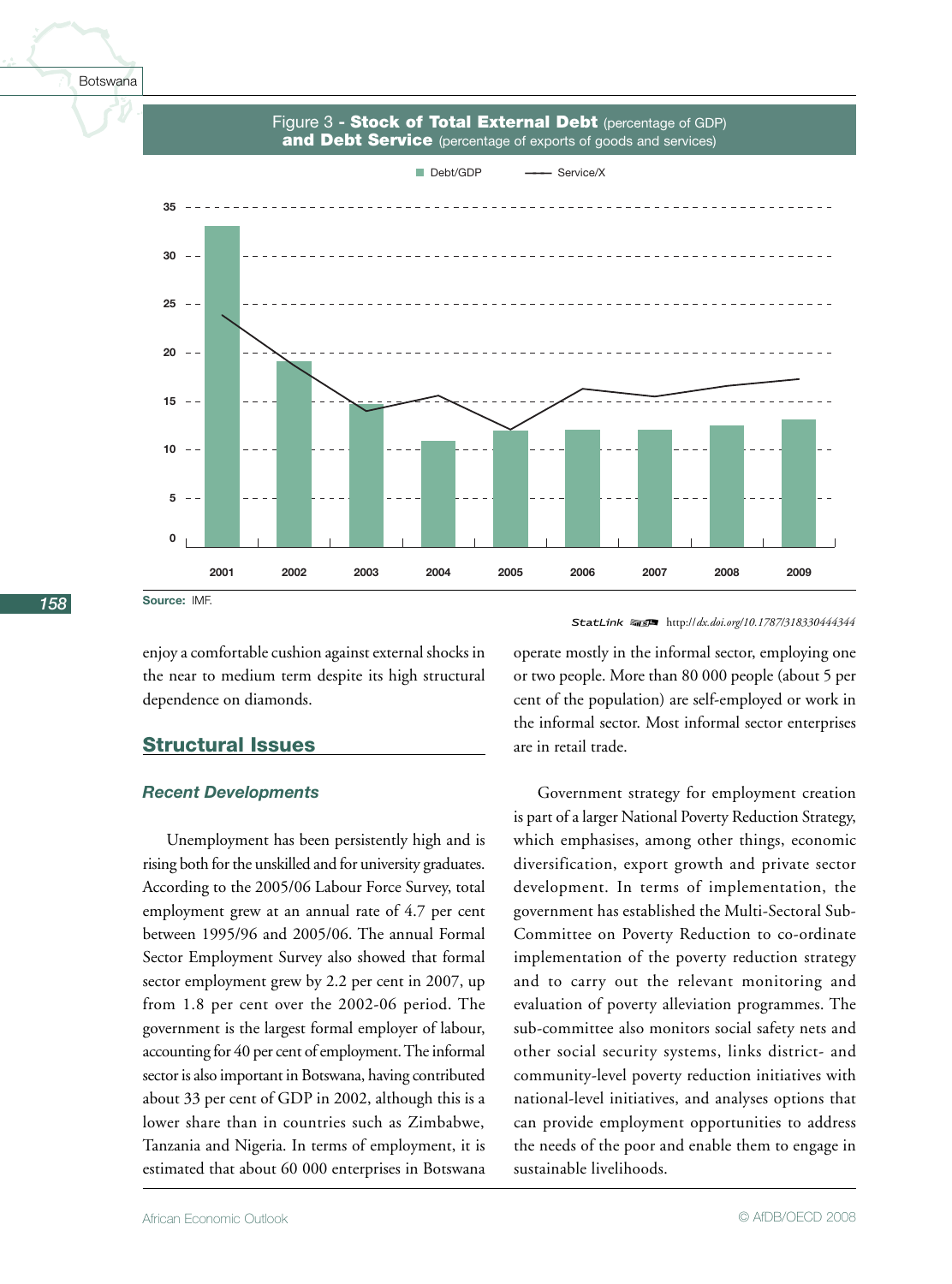Figure 3 - **Stock of Total External Debt** (percentage of GDP) **and Debt Service** (percentage of exports of goods and services)

Source: IMF.

StatLink http://dx.doi.org/10.1787/318330444344

enjoy a comfortable cushion against external shocks in the near to medium term despite its high structural dependence on diamonds.

## Structural Issues

### *Recent Developments*

Unemployment has been persistently high and is rising both for the unskilled and for university graduates. According to the 2005/06 Labour Force Survey, total employment grew at an annual rate of 4.7 per cent between 1995/96 and 2005/06. The annual Formal Sector Employment Survey also showed that formal sector employment grew by 2.2 per cent in 2007, up from 1.8 per cent over the 2002-06 period. The government is the largest formal employer of labour, accounting for 40 per cent of employment. The informal sector is also important in Botswana, having contributed about 33 per cent of GDP in 2002, although this is a lower share than in countries such as Zimbabwe, Tanzania and Nigeria. In terms of employment, it is estimated that about 60 000 enterprises in Botswana operate mostly in the informal sector, employing one or two people. More than 80 000 people (about 5 per cent of the population) are self-employed or work in the informal sector. Most informal sector enterprises are in retail trade.

Government strategy for employment creation is part of a larger National Poverty Reduction Strategy, which emphasises, among other things, economic diversification, export growth and private sector development. In terms of implementation, the government has established the Multi-Sectoral Sub-Committee on Poverty Reduction to co-ordinate implementation of the poverty reduction strategy and to carry out the relevant monitoring and evaluation of poverty alleviation programmes. The sub-committee also monitors social safety nets and other social security systems, links district- and community-level poverty reduction initiatives with national-level initiatives, and analyses options that can provide employment opportunities to address the needs of the poor and enable them to engage in sustainable livelihoods.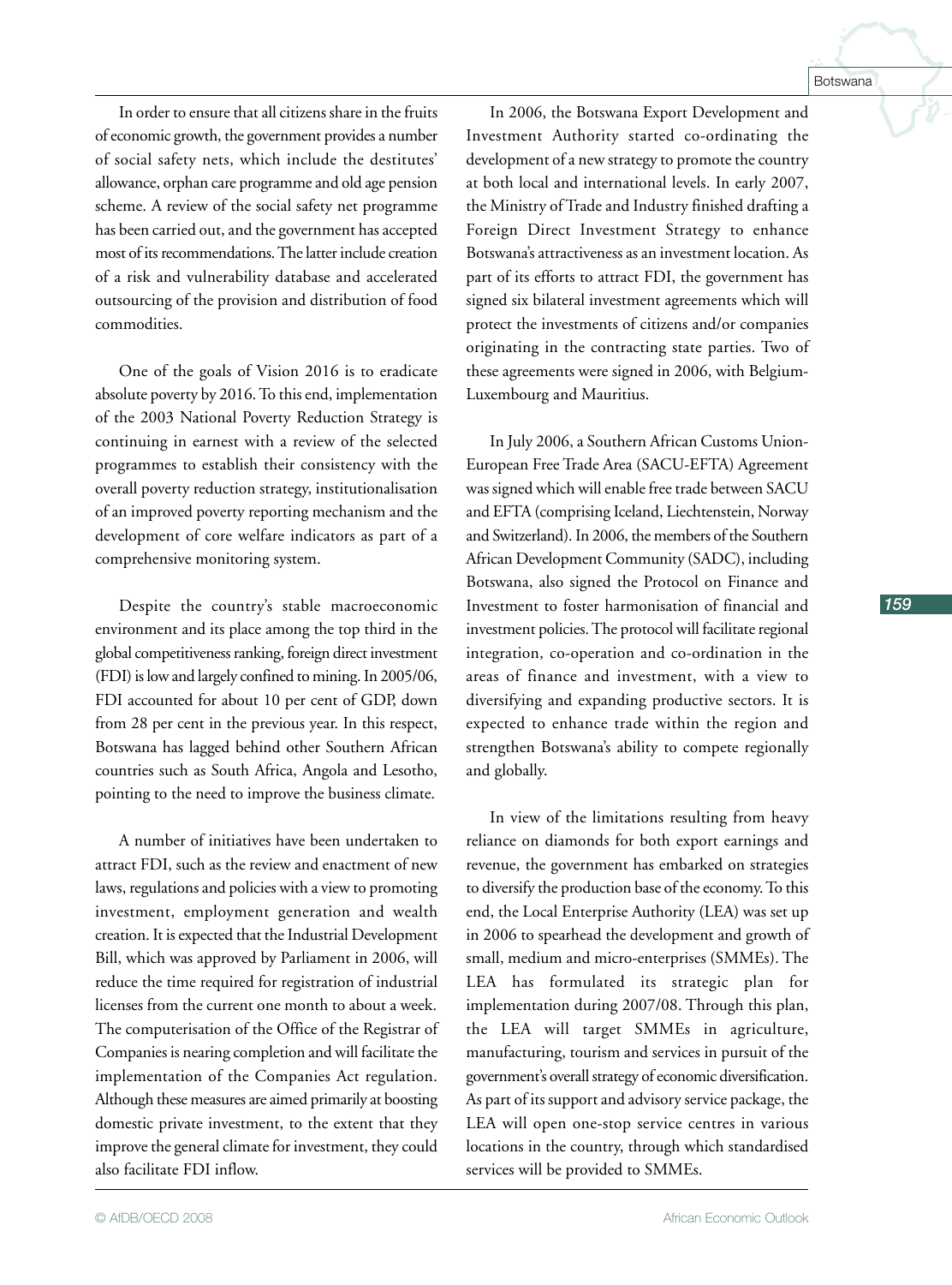In order to ensure that all citizens share in the fruits of economic growth, the government provides a number of social safety nets, which include the destitutes' allowance, orphan care programme and old age pension scheme. A review of the social safety net programme has been carried out, and the government has accepted most of its recommendations. The latter include creation of a risk and vulnerability database and accelerated outsourcing of the provision and distribution of food commodities.

One of the goals of Vision 2016 is to eradicate absolute poverty by 2016. To this end, implementation of the 2003 National Poverty Reduction Strategy is continuing in earnest with a review of the selected programmes to establish their consistency with the overall poverty reduction strategy, institutionalisation of an improved poverty reporting mechanism and the development of core welfare indicators as part of a comprehensive monitoring system.

Despite the country's stable macroeconomic environment and its place among the top third in the global competitiveness ranking, foreign direct investment (FDI) is low and largely confined to mining. In 2005/06, FDI accounted for about 10 per cent of GDP, down from 28 per cent in the previous year. In this respect, Botswana has lagged behind other Southern African countries such as South Africa, Angola and Lesotho, pointing to the need to improve the business climate.

A number of initiatives have been undertaken to attract FDI, such as the review and enactment of new laws, regulations and policies with a view to promoting investment, employment generation and wealth creation. It is expected that the Industrial Development Bill, which was approved by Parliament in 2006, will reduce the time required for registration of industrial licenses from the current one month to about a week. The computerisation of the Office of the Registrar of Companies is nearing completion and will facilitate the implementation of the Companies Act regulation. Although these measures are aimed primarily at boosting domestic private investment, to the extent that they improve the general climate for investment, they could also facilitate FDI inflow.

In 2006, the Botswana Export Development and Investment Authority started co-ordinating the development of a new strategy to promote the country at both local and international levels. In early 2007, the Ministry of Trade and Industry finished drafting a Foreign Direct Investment Strategy to enhance Botswana's attractiveness as an investment location. As part of its efforts to attract FDI, the government has signed six bilateral investment agreements which will protect the investments of citizens and/or companies originating in the contracting state parties. Two of these agreements were signed in 2006, with Belgium-Luxembourg and Mauritius.

In July 2006, a Southern African Customs Union-European Free Trade Area (SACU-EFTA) Agreement was signed which will enable free trade between SACU and EFTA (comprising Iceland, Liechtenstein, Norway and Switzerland). In 2006, the members of the Southern African Development Community (SADC), including Botswana, also signed the Protocol on Finance and Investment to foster harmonisation of financial and investment policies. The protocol will facilitate regional integration, co-operation and co-ordination in the areas of finance and investment, with a view to diversifying and expanding productive sectors. It is expected to enhance trade within the region and strengthen Botswana's ability to compete regionally and globally.

In view of the limitations resulting from heavy reliance on diamonds for both export earnings and revenue, the government has embarked on strategies to diversify the production base of the economy. To this end, the Local Enterprise Authority (LEA) was set up in 2006 to spearhead the development and growth of small, medium and micro-enterprises (SMMEs). The LEA has formulated its strategic plan for implementation during 2007/08. Through this plan, the LEA will target SMMEs in agriculture, manufacturing, tourism and services in pursuit of the government's overall strategy of economic diversification. As part of its support and advisory service package, the LEA will open one-stop service centres in various locations in the country, through which standardised services will be provided to SMMEs.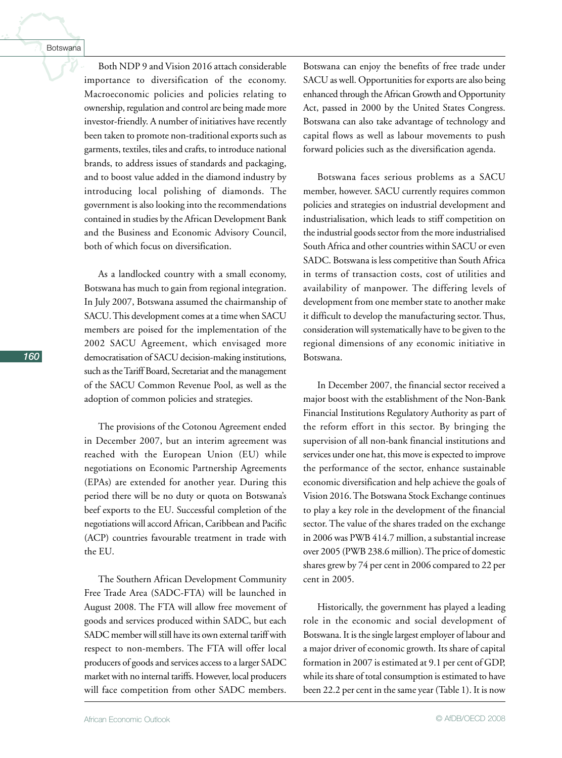Both NDP 9 and Vision 2016 attach considerable importance to diversification of the economy. Macroeconomic policies and policies relating to ownership, regulation and control are being made more investor-friendly. A number of initiatives have recently been taken to promote non-traditional exports such as garments, textiles, tiles and crafts, to introduce national brands, to address issues of standards and packaging, and to boost value added in the diamond industry by introducing local polishing of diamonds. The government is also looking into the recommendations contained in studies by the African Development Bank and the Business and Economic Advisory Council, both of which focus on diversification.

As a landlocked country with a small economy, Botswana has much to gain from regional integration. In July 2007, Botswana assumed the chairmanship of SACU. This development comes at a time when SACU members are poised for the implementation of the 2002 SACU Agreement, which envisaged more democratisation of SACU decision-making institutions, such as the Tariff Board, Secretariat and the management of the SACU Common Revenue Pool, as well as the adoption of common policies and strategies.

The provisions of the Cotonou Agreement ended in December 2007, but an interim agreement was reached with the European Union (EU) while negotiations on Economic Partnership Agreements (EPAs) are extended for another year. During this period there will be no duty or quota on Botswana's beef exports to the EU. Successful completion of the negotiations will accord African, Caribbean and Pacific (ACP) countries favourable treatment in trade with the EU.

The Southern African Development Community Free Trade Area (SADC-FTA) will be launched in August 2008. The FTA will allow free movement of goods and services produced within SADC, but each SADC member will still have its own external tariff with respect to non-members. The FTA will offer local producers of goods and services access to a larger SADC market with no internal tariffs. However, local producers will face competition from other SADC members. Botswana can enjoy the benefits of free trade under SACU as well. Opportunities for exports are also being enhanced through the African Growth and Opportunity Act, passed in 2000 by the United States Congress. Botswana can also take advantage of technology and capital flows as well as labour movements to push forward policies such as the diversification agenda.

Botswana faces serious problems as a SACU member, however. SACU currently requires common policies and strategies on industrial development and industrialisation, which leads to stiff competition on the industrial goods sector from the more industrialised South Africa and other countries within SACU or even SADC. Botswana is less competitive than South Africa in terms of transaction costs, cost of utilities and availability of manpower. The differing levels of development from one member state to another make it difficult to develop the manufacturing sector. Thus, consideration will systematically have to be given to the regional dimensions of any economic initiative in Botswana.

In December 2007, the financial sector received a major boost with the establishment of the Non-Bank Financial Institutions Regulatory Authority as part of the reform effort in this sector. By bringing the supervision of all non-bank financial institutions and services under one hat, this move is expected to improve the performance of the sector, enhance sustainable economic diversification and help achieve the goals of Vision 2016. The Botswana Stock Exchange continues to play a key role in the development of the financial sector. The value of the shares traded on the exchange in 2006 was PWB 414.7 million, a substantial increase over 2005 (PWB 238.6 million). The price of domestic shares grew by 74 per cent in 2006 compared to 22 per cent in 2005.

Historically, the government has played a leading role in the economic and social development of Botswana. It is the single largest employer of labour and a major driver of economic growth. Its share of capital formation in 2007 is estimated at 9.1 per cent of GDP, while its share of total consumption is estimated to have been 22.2 per cent in the same year (Table 1). It is now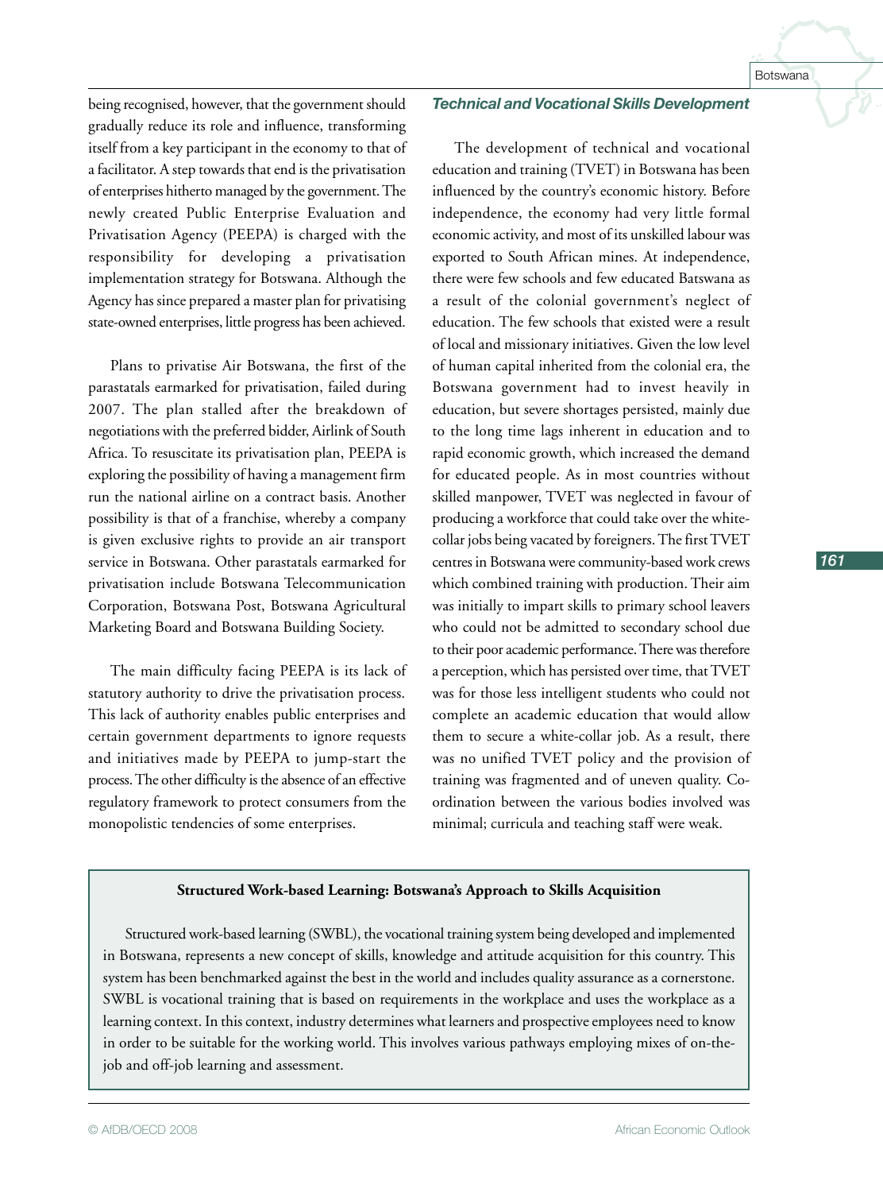being recognised, however, that the government should gradually reduce its role and influence, transforming itself from a key participant in the economy to that of a facilitator. A step towards that end is the privatisation of enterprises hitherto managed by the government. The newly created Public Enterprise Evaluation and Privatisation Agency (PEEPA) is charged with the responsibility for developing a privatisation implementation strategy for Botswana. Although the Agency has since prepared a master plan for privatising state-owned enterprises, little progress has been achieved.

Plans to privatise Air Botswana, the first of the parastatals earmarked for privatisation, failed during 2007. The plan stalled after the breakdown of negotiations with the preferred bidder, Airlink of South Africa. To resuscitate its privatisation plan, PEEPA is exploring the possibility of having a management firm run the national airline on a contract basis. Another possibility is that of a franchise, whereby a company is given exclusive rights to provide an air transport service in Botswana. Other parastatals earmarked for privatisation include Botswana Telecommunication Corporation, Botswana Post, Botswana Agricultural Marketing Board and Botswana Building Society.

The main difficulty facing PEEPA is its lack of statutory authority to drive the privatisation process. This lack of authority enables public enterprises and certain government departments to ignore requests and initiatives made by PEEPA to jump-start the process. The other difficulty is the absence of an effective regulatory framework to protect consumers from the monopolistic tendencies of some enterprises.

### *Technical and Vocational Skills Development*

The development of technical and vocational education and training (TVET) in Botswana has been influenced by the country's economic history. Before independence, the economy had very little formal economic activity, and most of its unskilled labour was exported to South African mines. At independence, there were few schools and few educated Batswana as a result of the colonial government's neglect of education. The few schools that existed were a result of local and missionary initiatives. Given the low level of human capital inherited from the colonial era, the Botswana government had to invest heavily in education, but severe shortages persisted, mainly due to the long time lags inherent in education and to rapid economic growth, which increased the demand for educated people. As in most countries without skilled manpower, TVET was neglected in favour of producing a workforce that could take over the white-collar jobs being vacated by foreigners. The first TVET centres in Botswana were community-based work crews which combined training with production. Their aim was initially to impart skills to primary school leavers who could not be admitted to secondary school due to their poor academic performance. There was therefore a perception, which has persisted over time, that TVET was for those less intelligent students who could not complete an academic education that would allow them to secure a white-collar job. As a result, there was no unified TVET policy and the provision of training was fragmented and of uneven quality. Co-ordination between the various bodies involved was minimal; curricula and teaching staff were weak.

**Structured Work-based Learning: Botswana's Approach to Skills Acquisition**

Structured work-based learning (SWBL), the vocational training system being developed and implemented in Botswana, represents a new concept of skills, knowledge and attitude acquisition for this country. This system has been benchmarked against the best in the world and includes quality assurance as a cornerstone. SWBL is vocational training that is based on requirements in the workplace and uses the workplace as a learning context. In this context, industry determines what learners and prospective employees need to know in order to be suitable for the working world. This involves various pathways employing mixes of on-the-job and off-job learning and assessment.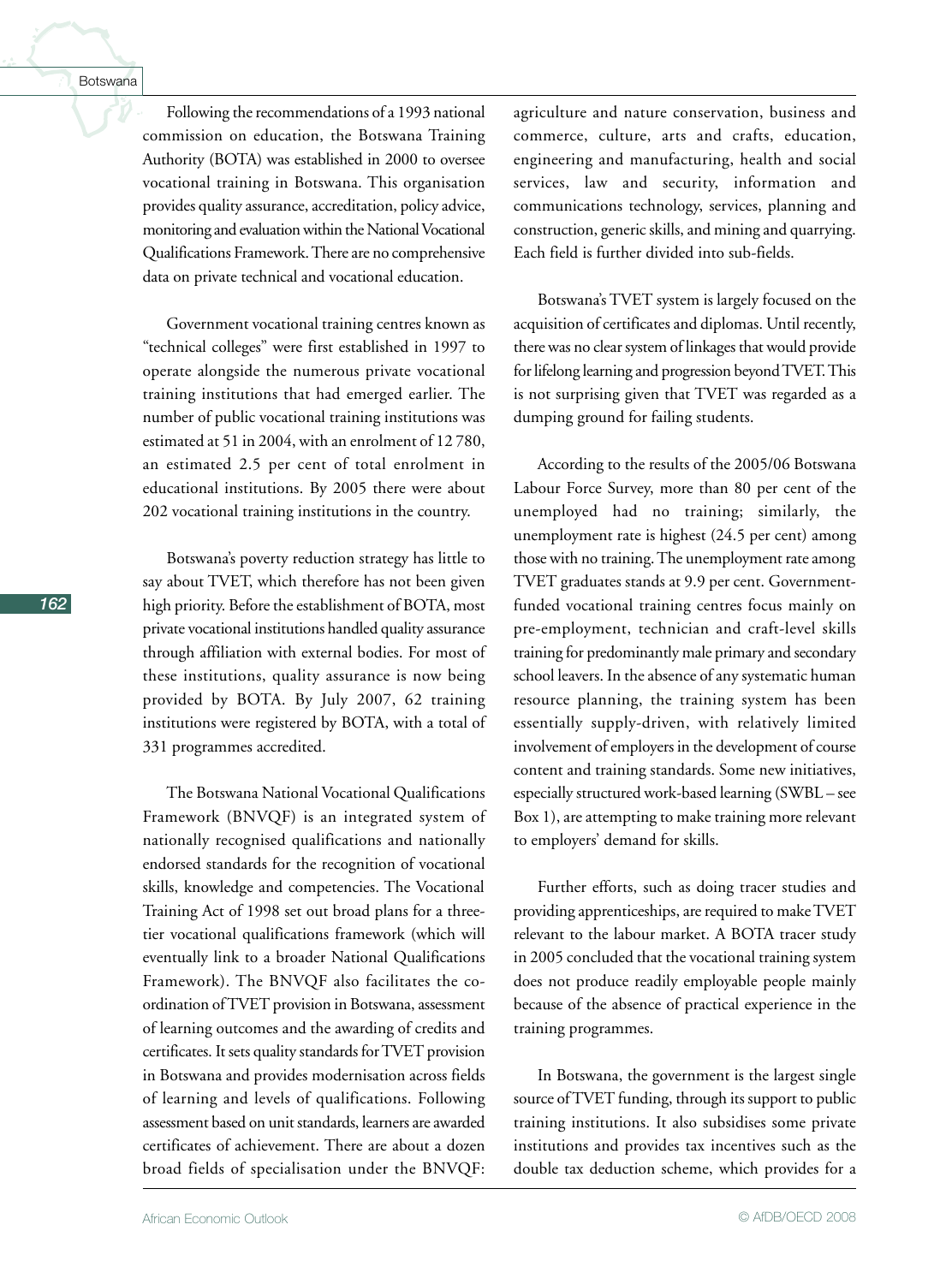Following the recommendations of a 1993 national commission on education, the Botswana Training Authority (BOTA) was established in 2000 to oversee vocational training in Botswana. This organisation provides quality assurance, accreditation, policy advice, monitoring and evaluation within the National Vocational Qualifications Framework. There are no comprehensive data on private technical and vocational education.

Government vocational training centres known as "technical colleges" were first established in 1997 to operate alongside the numerous private vocational training institutions that had emerged earlier. The number of public vocational training institutions was estimated at 51 in 2004, with an enrolment of 12 780, an estimated 2.5 per cent of total enrolment in educational institutions. By 2005 there were about 202 vocational training institutions in the country.

Botswana's poverty reduction strategy has little to say about TVET, which therefore has not been given high priority. Before the establishment of BOTA, most private vocational institutions handled quality assurance through affiliation with external bodies. For most of these institutions, quality assurance is now being provided by BOTA. By July 2007, 62 training institutions were registered by BOTA, with a total of 331 programmes accredited.

The Botswana National Vocational Qualifications Framework (BNVQF) is an integrated system of nationally recognised qualifications and nationally endorsed standards for the recognition of vocational skills, knowledge and competencies. The Vocational Training Act of 1998 set out broad plans for a three-tier vocational qualifications framework (which will eventually link to a broader National Qualifications Framework). The BNVQF also facilitates the co-ordination of TVET provision in Botswana, assessment of learning outcomes and the awarding of credits and certificates. It sets quality standards for TVET provision in Botswana and provides modernisation across fields of learning and levels of qualifications. Following assessment based on unit standards, learners are awarded certificates of achievement. There are about a dozen broad fields of specialisation under the BNVQF: agriculture and nature conservation, business and commerce, culture, arts and crafts, education, engineering and manufacturing, health and social services, law and security, information and communications technology, services, planning and construction, generic skills, and mining and quarrying. Each field is further divided into sub-fields.

Botswana's TVET system is largely focused on the acquisition of certificates and diplomas. Until recently, there was no clear system of linkages that would provide for lifelong learning and progression beyond TVET. This is not surprising given that TVET was regarded as a dumping ground for failing students.

According to the results of the 2005/06 Botswana Labour Force Survey, more than 80 per cent of the unemployed had no training; similarly, the unemployment rate is highest (24.5 per cent) among those with no training. The unemployment rate among TVET graduates stands at 9.9 per cent. Government-funded vocational training centres focus mainly on pre-employment, technician and craft-level skills training for predominantly male primary and secondary school leavers. In the absence of any systematic human resource planning, the training system has been essentially supply-driven, with relatively limited involvement of employers in the development of course content and training standards. Some new initiatives, especially structured work-based learning (SWBL – see Box 1), are attempting to make training more relevant to employers' demand for skills.

Further efforts, such as doing tracer studies and providing apprenticeships, are required to make TVET relevant to the labour market. A BOTA tracer study in 2005 concluded that the vocational training system does not produce readily employable people mainly because of the absence of practical experience in the training programmes.

In Botswana, the government is the largest single source of TVET funding, through its support to public training institutions. It also subsidises some private institutions and provides tax incentives such as the double tax deduction scheme, which provides for a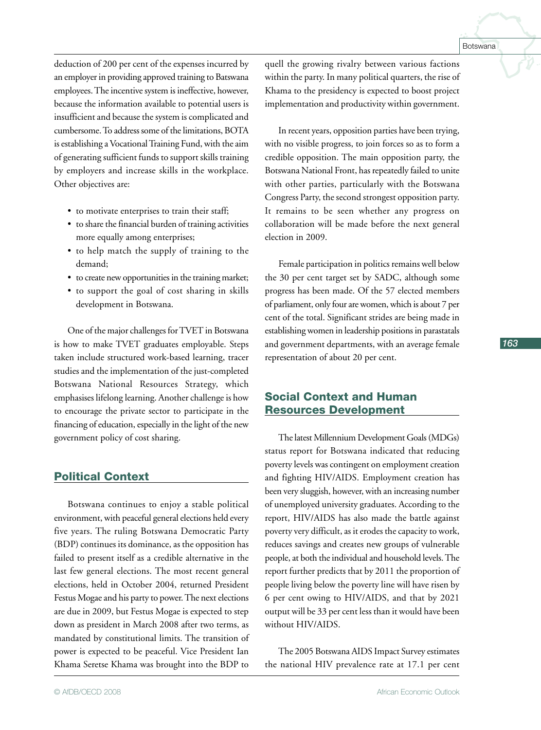deduction of 200 per cent of the expenses incurred by an employer in providing approved training to Batswana employees. The incentive system is ineffective, however, because the information available to potential users is insufficient and because the system is complicated and cumbersome. To address some of the limitations, BOTA is establishing a Vocational Training Fund, with the aim of generating sufficient funds to support skills training by employers and increase skills in the workplace. Other objectives are:

- to motivate enterprises to train their staff;
- to share the financial burden of training activities more equally among enterprises;
- to help match the supply of training to the demand;
- to create new opportunities in the training market;
- to support the goal of cost sharing in skills development in Botswana.

One of the major challenges for TVET in Botswana is how to make TVET graduates employable. Steps taken include structured work-based learning, tracer studies and the implementation of the just-completed Botswana National Resources Strategy, which emphasises lifelong learning. Another challenge is how to encourage the private sector to participate in the financing of education, especially in the light of the new government policy of cost sharing.

## Political Context

Botswana continues to enjoy a stable political environment, with peaceful general elections held every five years. The ruling Botswana Democratic Party (BDP) continues its dominance, as the opposition has failed to present itself as a credible alternative in the last few general elections. The most recent general elections, held in October 2004, returned President Festus Mogae and his party to power. The next elections are due in 2009, but Festus Mogae is expected to step down as president in March 2008 after two terms, as mandated by constitutional limits. The transition of power is expected to be peaceful. Vice President Ian Khama Seretse Khama was brought into the BDP to quell the growing rivalry between various factions within the party. In many political quarters, the rise of Khama to the presidency is expected to boost project implementation and productivity within government.

In recent years, opposition parties have been trying, with no visible progress, to join forces so as to form a credible opposition. The main opposition party, the Botswana National Front, has repeatedly failed to unite with other parties, particularly with the Botswana Congress Party, the second strongest opposition party. It remains to be seen whether any progress on collaboration will be made before the next general election in 2009.

Female participation in politics remains well below the 30 per cent target set by SADC, although some progress has been made. Of the 57 elected members of parliament, only four are women, which is about 7 per cent of the total. Significant strides are being made in establishing women in leadership positions in parastatals and government departments, with an average female representation of about 20 per cent.

## Social Context and Human Resources Development

The latest Millennium Development Goals (MDGs) status report for Botswana indicated that reducing poverty levels was contingent on employment creation and fighting HIV/AIDS. Employment creation has been very sluggish, however, with an increasing number of unemployed university graduates. According to the report, HIV/AIDS has also made the battle against poverty very difficult, as it erodes the capacity to work, reduces savings and creates new groups of vulnerable people, at both the individual and household levels. The report further predicts that by 2011 the proportion of people living below the poverty line will have risen by 6 per cent owing to HIV/AIDS, and that by 2021 output will be 33 per cent less than it would have been without HIV/AIDS.

The 2005 Botswana AIDS Impact Survey estimates the national HIV prevalence rate at 17.1 per cent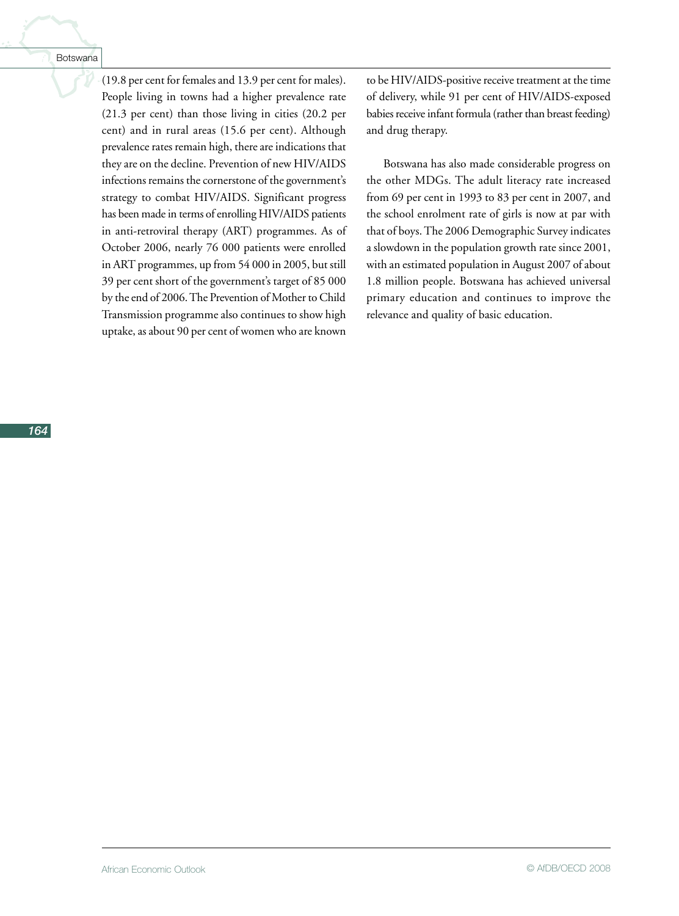(19.8 per cent for females and 13.9 per cent for males). People living in towns had a higher prevalence rate (21.3 per cent) than those living in cities (20.2 per cent) and in rural areas (15.6 per cent). Although prevalence rates remain high, there are indications that they are on the decline. Prevention of new HIV/AIDS infections remains the cornerstone of the government's strategy to combat HIV/AIDS. Significant progress has been made in terms of enrolling HIV/AIDS patients in anti-retroviral therapy (ART) programmes. As of October 2006, nearly 76 000 patients were enrolled in ART programmes, up from 54 000 in 2005, but still 39 per cent short of the government's target of 85 000 by the end of 2006. The Prevention of Mother to Child Transmission programme also continues to show high uptake, as about 90 per cent of women who are known to be HIV/AIDS-positive receive treatment at the time of delivery, while 91 per cent of HIV/AIDS-exposed babies receive infant formula (rather than breast feeding) and drug therapy.

Botswana has also made considerable progress on the other MDGs. The adult literacy rate increased from 69 per cent in 1993 to 83 per cent in 2007, and the school enrolment rate of girls is now at par with that of boys. The 2006 Demographic Survey indicates a slowdown in the population growth rate since 2001, with an estimated population in August 2007 of about 1.8 million people. Botswana has achieved universal primary education and continues to improve the relevance and quality of basic education.